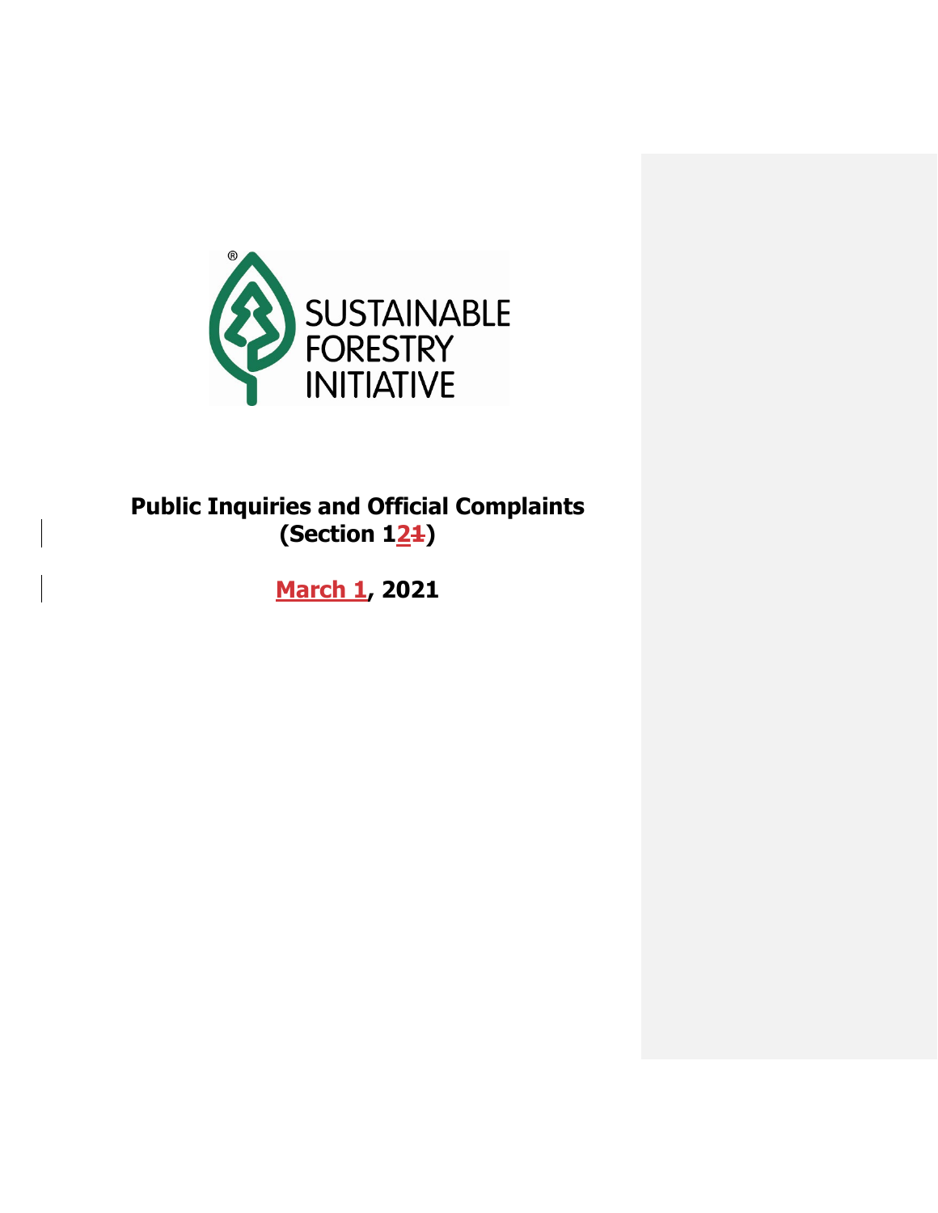SUSTAINABLE FORESTRY INITIATIVE

# Public Inquiries and Official Complaints (Section 12~~1~~)

**March 1, 2021**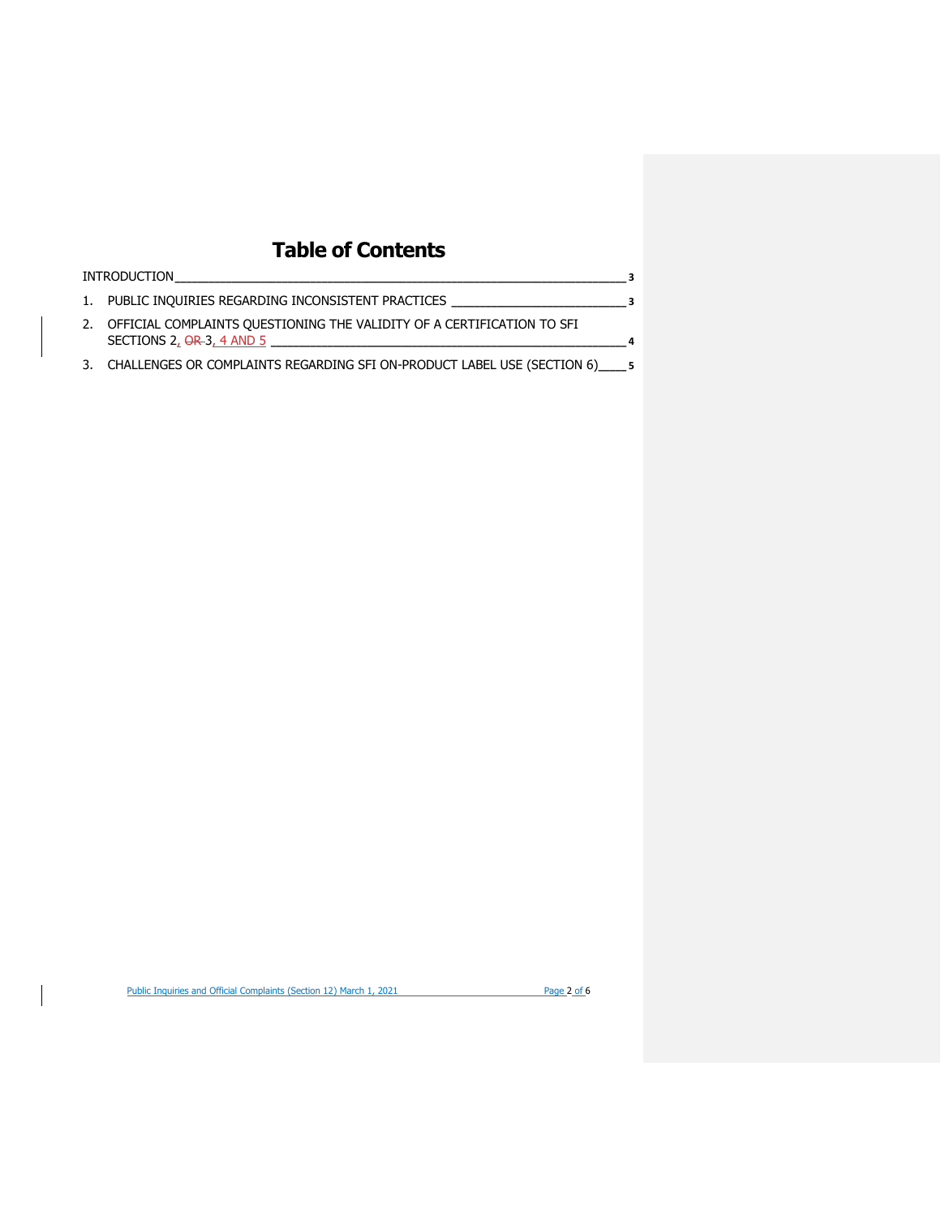# Table of Contents

INTRODUCTION — 3

1. PUBLIC INQUIRIES REGARDING INCONSISTENT PRACTICES — 3
2. OFFICIAL COMPLAINTS QUESTIONING THE VALIDITY OF A CERTIFICATION TO SFI SECTIONS 2, ~~OR~~ 3, 4 AND 5 — 4
3. CHALLENGES OR COMPLAINTS REGARDING SFI ON-PRODUCT LABEL USE (SECTION 6) — 5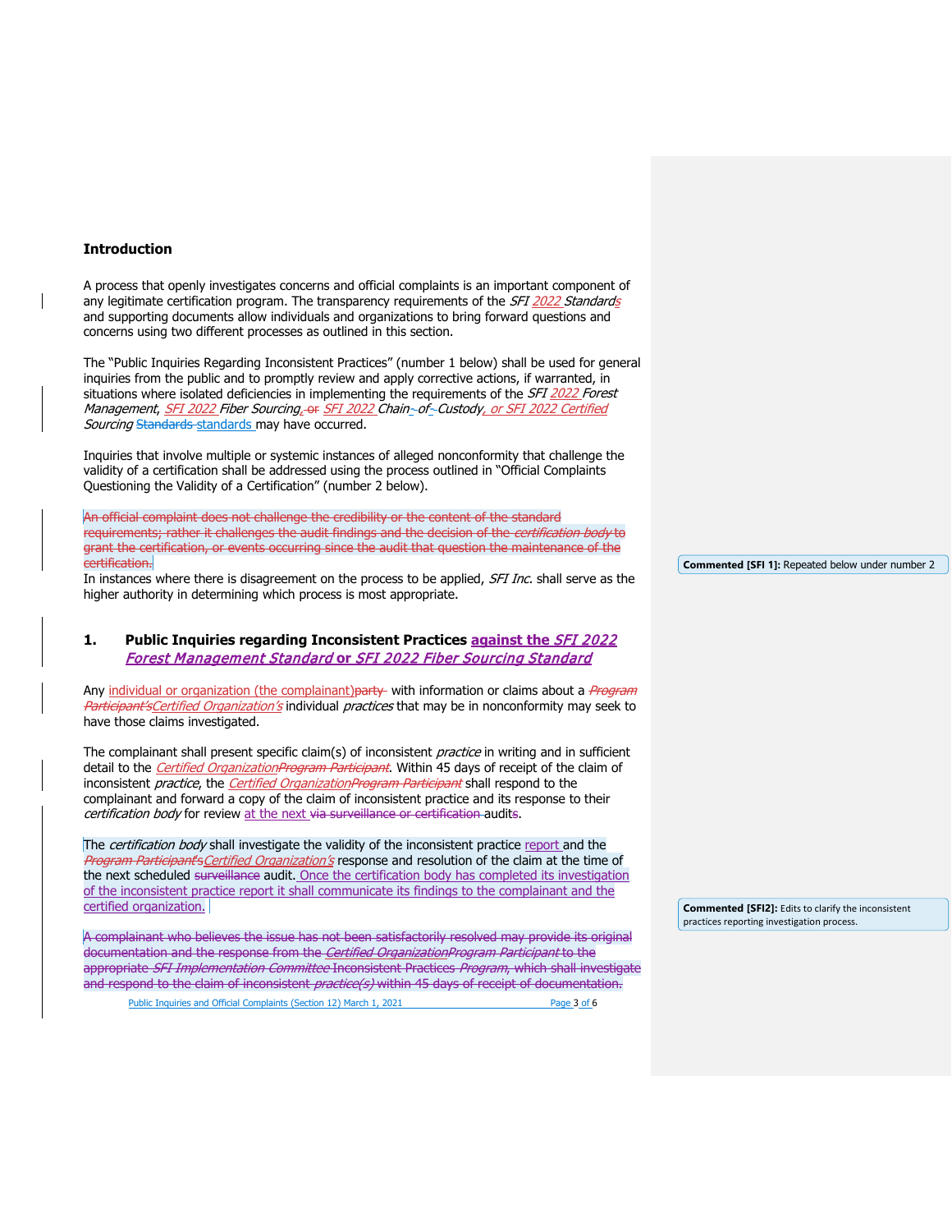## Introduction

A process that openly investigates concerns and official complaints is an important component of any legitimate certification program. The transparency requirements of the *SFI 2022 Standards* and supporting documents allow individuals and organizations to bring forward questions and concerns using two different processes as outlined in this section.

The "Public Inquiries Regarding Inconsistent Practices" (number 1 below) shall be used for general inquiries from the public and to promptly review and apply corrective actions, if warranted, in situations where isolated deficiencies in implementing the requirements of the *SFI 2022 Forest Management*, *SFI 2022 Fiber Sourcing*, ~~or~~ *SFI 2022 Chain~~-~~ of~~-~~ Custody*, or *SFI 2022 Certified Sourcing* ~~Standards~~ standards may have occurred.

Inquiries that involve multiple or systemic instances of alleged nonconformity that challenge the validity of a certification shall be addressed using the process outlined in "Official Complaints Questioning the Validity of a Certification" (number 2 below).

~~An official complaint does not challenge the credibility or the content of the standard requirements; rather it challenges the audit findings and the decision of the *certification body* to grant the certification, or events occurring since the audit that question the maintenance of the certification.~~

In instances where there is disagreement on the process to be applied, *SFI Inc.* shall serve as the higher authority in determining which process is most appropriate.

> **Commented [SFI 1]:** Repeated below under number 2

### 1. Public Inquiries regarding Inconsistent Practices against the *SFI 2022 Forest Management Standard* or *SFI 2022 Fiber Sourcing Standard*

Any individual or organization (the complainant)~~party~~ with information or claims about a ~~*Program Participant's*~~*Certified Organization's* individual *practices* that may be in nonconformity may seek to have those claims investigated.

The complainant shall present specific claim(s) of inconsistent *practice* in writing and in sufficient detail to the *Certified Organization*~~*Program Participant*~~. Within 45 days of receipt of the claim of inconsistent *practice*, the *Certified Organization*~~*Program Participant*~~ shall respond to the complainant and forward a copy of the claim of inconsistent practice and its response to their *certification body* for review at the next ~~via surveillance or certification~~ audit~~s~~.

The *certification body* shall investigate the validity of the inconsistent practice report and the ~~*Program Participant's*~~*Certified Organization's* response and resolution of the claim at the time of the next scheduled ~~surveillance~~ audit. Once the certification body has completed its investigation of the inconsistent practice report it shall communicate its findings to the complainant and the certified organization.

> **Commented [SFI2]:** Edits to clarify the inconsistent practices reporting investigation process.

~~A complainant who believes the issue has not been satisfactorily resolved may provide its original documentation and the response from the *Certified Organization* *Program Participant* to the appropriate *SFI Implementation Committee* Inconsistent Practices *Program*, which shall investigate and respond to the claim of inconsistent *practice(s)* within 45 days of receipt of documentation.~~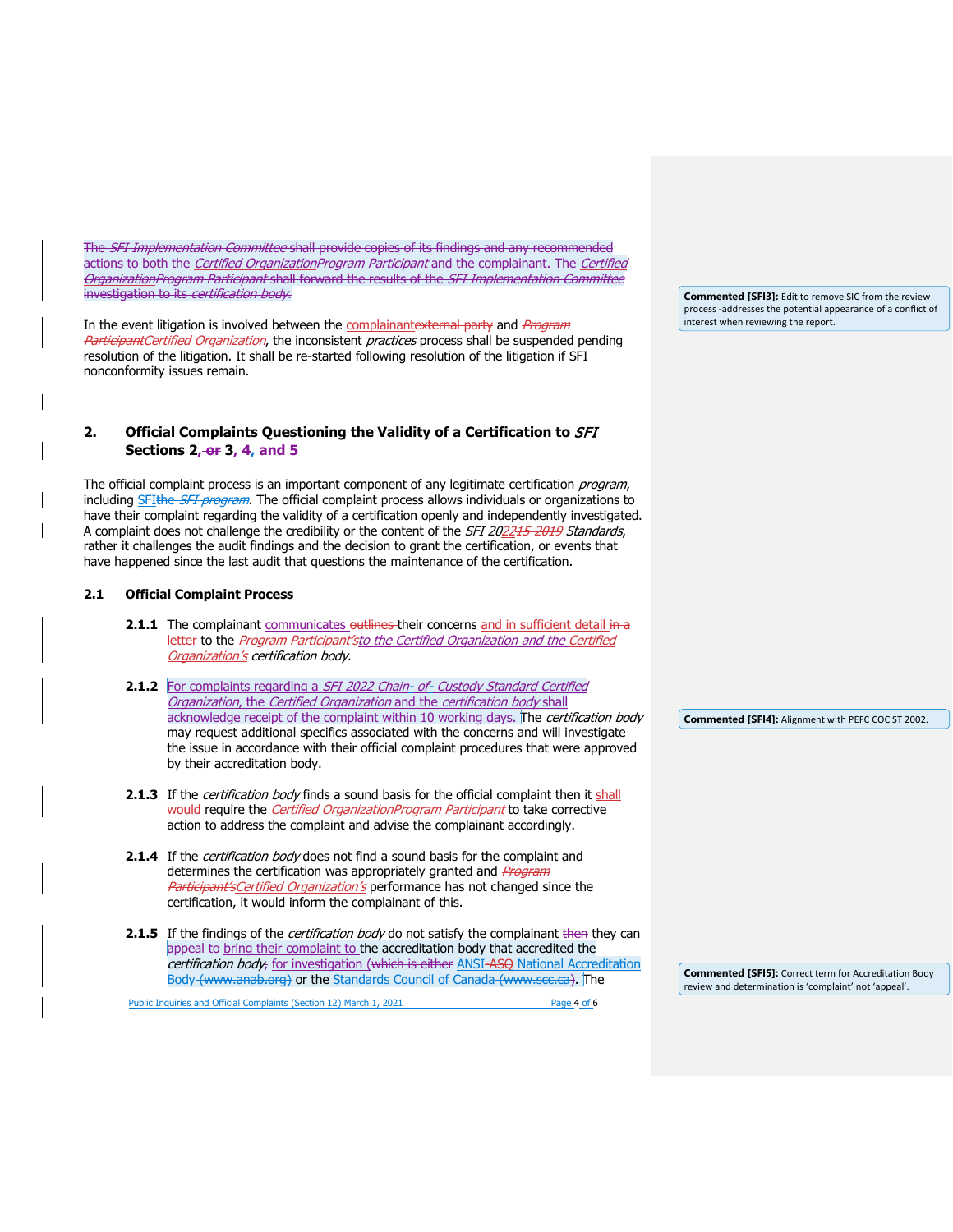The *SFI Implementation Committee* shall provide copies of its findings and any recommended actions to both the *Certified OrganizationProgram Participant* and the complainant. The *Certified OrganizationProgram Participant* shall forward the results of the *SFI Implementation Committee* investigation to its *certification body*.

In the event litigation is involved between the complainantexternal party and *Program ParticipantCertified Organization*, the inconsistent *practices* process shall be suspended pending resolution of the litigation. It shall be re-started following resolution of the litigation if SFI nonconformity issues remain.

## 2. Official Complaints Questioning the Validity of a Certification to *SFI* Sections 2, or 3, 4, and 5

The official complaint process is an important component of any legitimate certification *program*, including SFIthe *SFI program*. The official complaint process allows individuals or organizations to have their complaint regarding the validity of a certification openly and independently investigated. A complaint does not challenge the credibility or the content of the *SFI 202215-2019 Standards*, rather it challenges the audit findings and the decision to grant the certification, or events that have happened since the last audit that questions the maintenance of the certification.

### 2.1 Official Complaint Process

**2.1.1** The complainant communicates outlines their concerns and in sufficient detail in a letter to the *Program Participant'sto the Certified Organization and the Certified Organization's certification body*.

**2.1.2** For complaints regarding a *SFI 2022 Chain-of-Custody Standard Certified Organization*, the *Certified Organization* and the *certification body* shall acknowledge receipt of the complaint within 10 working days. The *certification body* may request additional specifics associated with the concerns and will investigate the issue in accordance with their official complaint procedures that were approved by their accreditation body.

**2.1.3** If the *certification body* finds a sound basis for the official complaint then it shall would require the *Certified OrganizationProgram Participant* to take corrective action to address the complaint and advise the complainant accordingly.

**2.1.4** If the *certification body* does not find a sound basis for the complaint and determines the certification was appropriately granted and *Program Participant'sCertified Organization's* performance has not changed since the certification, it would inform the complainant of this.

**2.1.5** If the findings of the *certification body* do not satisfy the complainant then they can appeal to bring their complaint to the accreditation body that accredited the *certification body*, for investigation (which is either ANSI-ASQ National Accreditation Body (www.anab.org) or the Standards Council of Canada (www.scc.ca). The

**Commented [SFI3]:** Edit to remove SIC from the review process -addresses the potential appearance of a conflict of interest when reviewing the report.

**Commented [SFI4]:** Alignment with PEFC COC ST 2002.

**Commented [SFI5]:** Correct term for Accreditation Body review and determination is 'complaint' not 'appeal'.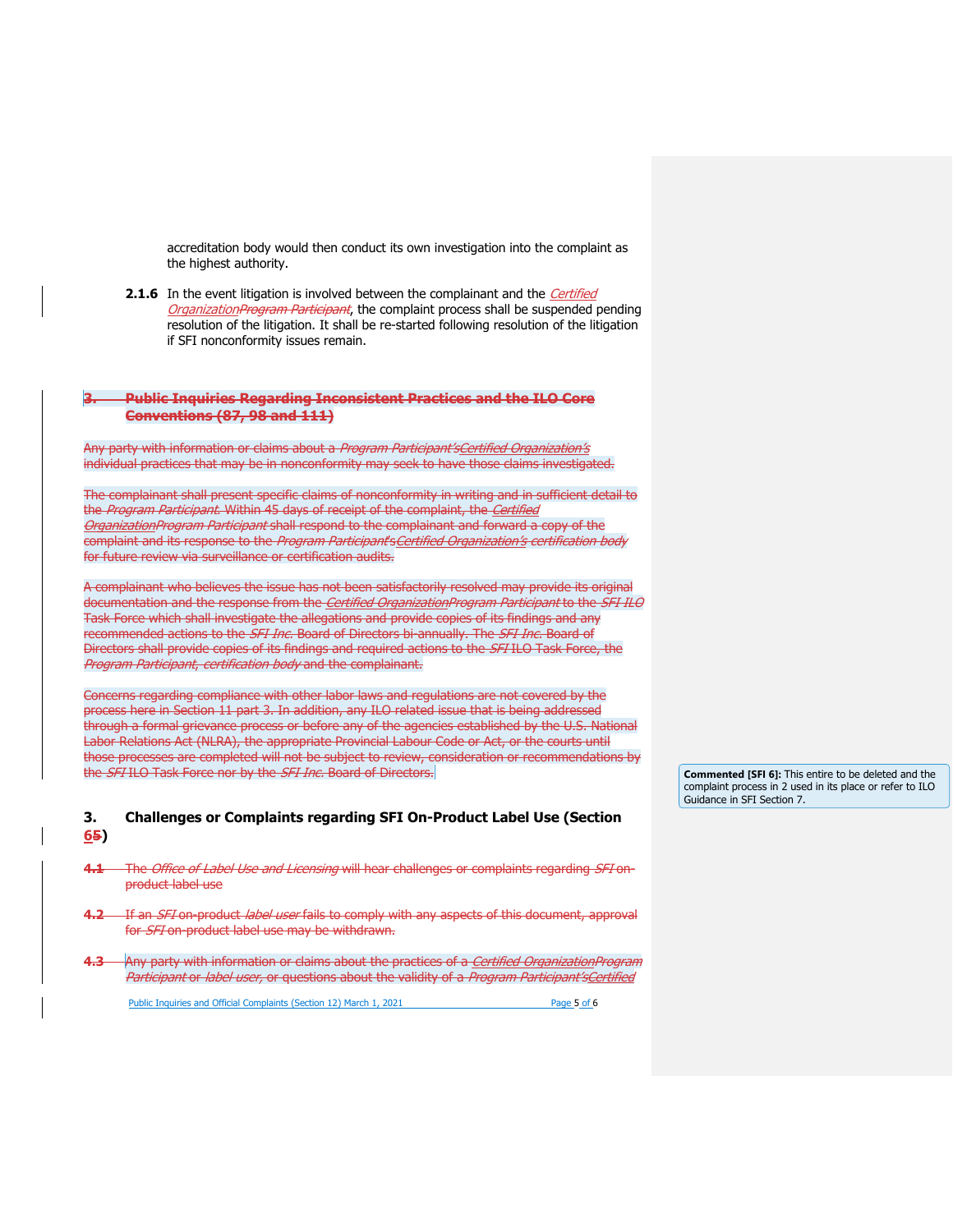accreditation body would then conduct its own investigation into the complaint as the highest authority.

**2.1.6** In the event litigation is involved between the complainant and the *Certified OrganizationProgram Participant*, the complaint process shall be suspended pending resolution of the litigation. It shall be re-started following resolution of the litigation if SFI nonconformity issues remain.

## 3. Public Inquiries Regarding Inconsistent Practices and the ILO Core Conventions (87, 98 and 111)

Any party with information or claims about a *Program Participant'sCertified Organization's* individual practices that may be in nonconformity may seek to have those claims investigated.

The complainant shall present specific claims of nonconformity in writing and in sufficient detail to the *Program Participant*. Within 45 days of receipt of the complaint, the *Certified OrganizationProgram Participant* shall respond to the complainant and forward a copy of the complaint and its response to the *Program Participant'sCertified Organization's certification body* for future review via surveillance or certification audits.

A complainant who believes the issue has not been satisfactorily resolved may provide its original documentation and the response from the *Certified OrganizationProgram Participant* to the *SFI ILO* Task Force which shall investigate the allegations and provide copies of its findings and any recommended actions to the *SFI Inc.* Board of Directors bi-annually. The *SFI Inc.* Board of Directors shall provide copies of its findings and required actions to the *SFI* ILO Task Force, the *Program Participant*, *certification body* and the complainant.

Concerns regarding compliance with other labor laws and regulations are not covered by the process here in Section 11 part 3. In addition, any ILO related issue that is being addressed through a formal grievance process or before any of the agencies established by the U.S. National Labor Relations Act (NLRA), the appropriate Provincial Labour Code or Act, or the courts until those processes are completed will not be subject to review, consideration or recommendations by the *SFI* ILO Task Force nor by the *SFI Inc.* Board of Directors.

**Commented [SFI 6]:** This entire to be deleted and the complaint process in 2 used in its place or refer to ILO Guidance in SFI Section 7.

## 3. Challenges or Complaints regarding SFI On-Product Label Use (Section 65)

**4.1** The *Office of Label Use and Licensing* will hear challenges or complaints regarding *SFI* on-product label use

**4.2** If an *SFI* on-product *label user* fails to comply with any aspects of this document, approval for *SFI* on-product label use may be withdrawn.

**4.3** Any party with information or claims about the practices of a *Certified OrganizationProgram Participant* or *label user*, or questions about the validity of a *Program Participant'sCertified*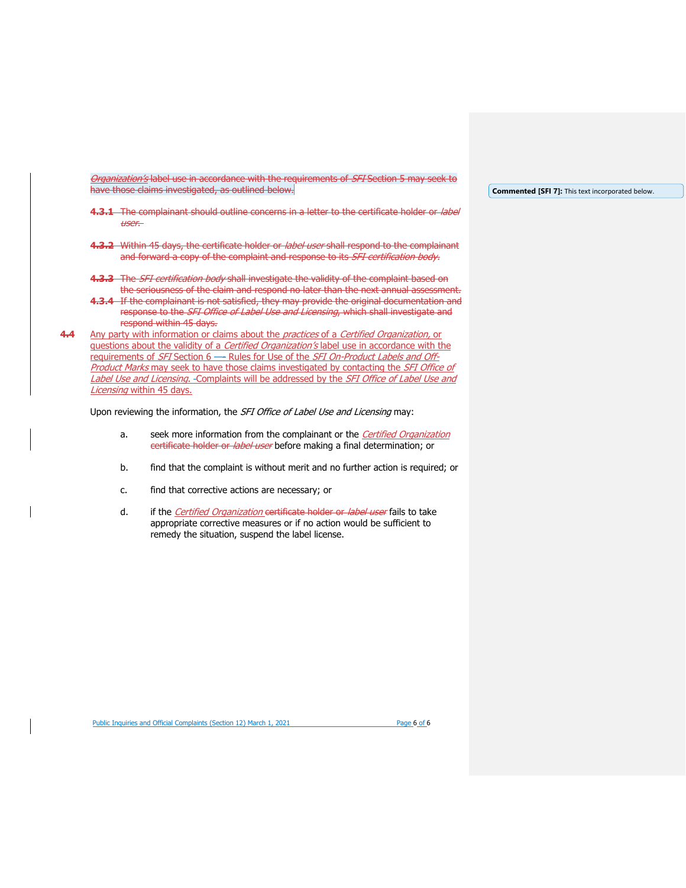*Organization's* label use in accordance with the requirements of *SFI* Section 5 may seek to have those claims investigated, as outlined below.

Commented [SFI 7]: This text incorporated below.

**4.3.1** The complainant should outline concerns in a letter to the certificate holder or *label user.*

**4.3.2** Within 45 days, the certificate holder or *label user* shall respond to the complainant and forward a copy of the complaint and response to its *SFI certification body.*

**4.3.3** The *SFI certification body* shall investigate the validity of the complaint based on the seriousness of the claim and respond no later than the next annual assessment.

**4.3.4** If the complainant is not satisfied, they may provide the original documentation and response to the *SFI Office of Label Use and Licensing*, which shall investigate and respond within 45 days.

**4.4** Any party with information or claims about the *practices* of a *Certified Organization*, or questions about the validity of a *Certified Organization's* label use in accordance with the requirements of *SFI* Section 6 — Rules for Use of the *SFI On-Product Labels and Off-Product Marks* may seek to have those claims investigated by contacting the *SFI Office of Label Use and Licensing*. Complaints will be addressed by the *SFI Office of Label Use and Licensing* within 45 days.

Upon reviewing the information, the *SFI Office of Label Use and Licensing* may:

a. seek more information from the complainant or the *Certified Organization* certificate holder or *label user* before making a final determination; or

b. find that the complaint is without merit and no further action is required; or

c. find that corrective actions are necessary; or

d. if the *Certified Organization* certificate holder or *label user* fails to take appropriate corrective measures or if no action would be sufficient to remedy the situation, suspend the label license.